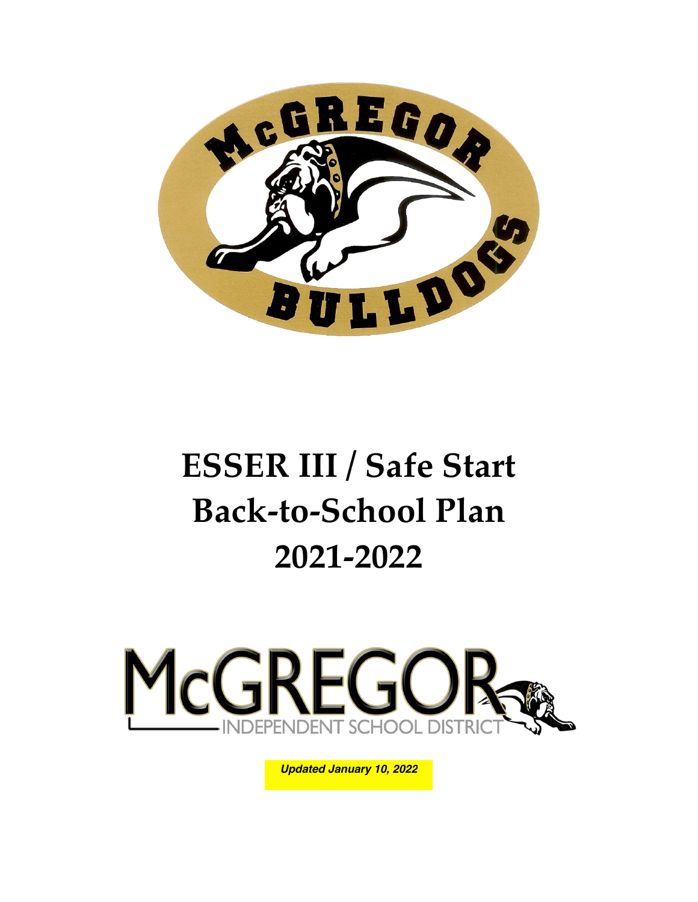# ESSER III / Safe Start Back-to-School Plan 2021-2022

*Updated January 10, 2022*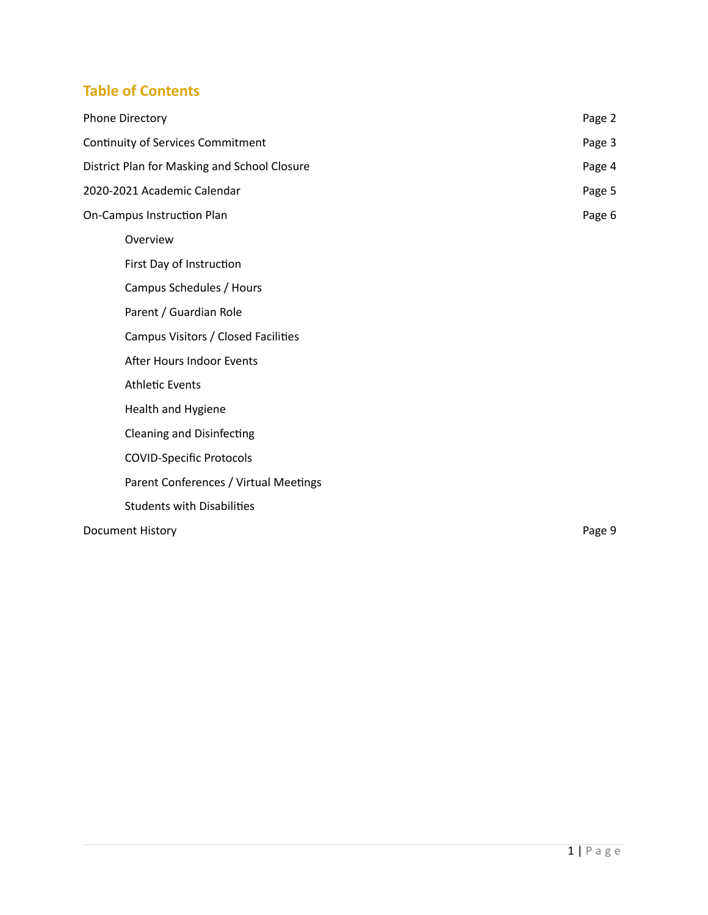## Table of Contents

| | |
|---|---|
| Phone Directory | Page 2 |
| Continuity of Services Commitment | Page 3 |
| District Plan for Masking and School Closure | Page 4 |
| 2020-2021 Academic Calendar | Page 5 |
| On-Campus Instruction Plan | Page 6 |
| &nbsp;&nbsp;&nbsp;&nbsp;Overview | |
| &nbsp;&nbsp;&nbsp;&nbsp;First Day of Instruction | |
| &nbsp;&nbsp;&nbsp;&nbsp;Campus Schedules / Hours | |
| &nbsp;&nbsp;&nbsp;&nbsp;Parent / Guardian Role | |
| &nbsp;&nbsp;&nbsp;&nbsp;Campus Visitors / Closed Facilities | |
| &nbsp;&nbsp;&nbsp;&nbsp;After Hours Indoor Events | |
| &nbsp;&nbsp;&nbsp;&nbsp;Athletic Events | |
| &nbsp;&nbsp;&nbsp;&nbsp;Health and Hygiene | |
| &nbsp;&nbsp;&nbsp;&nbsp;Cleaning and Disinfecting | |
| &nbsp;&nbsp;&nbsp;&nbsp;COVID-Specific Protocols | |
| &nbsp;&nbsp;&nbsp;&nbsp;Parent Conferences / Virtual Meetings | |
| &nbsp;&nbsp;&nbsp;&nbsp;Students with Disabilities | |
| Document History | Page 9 |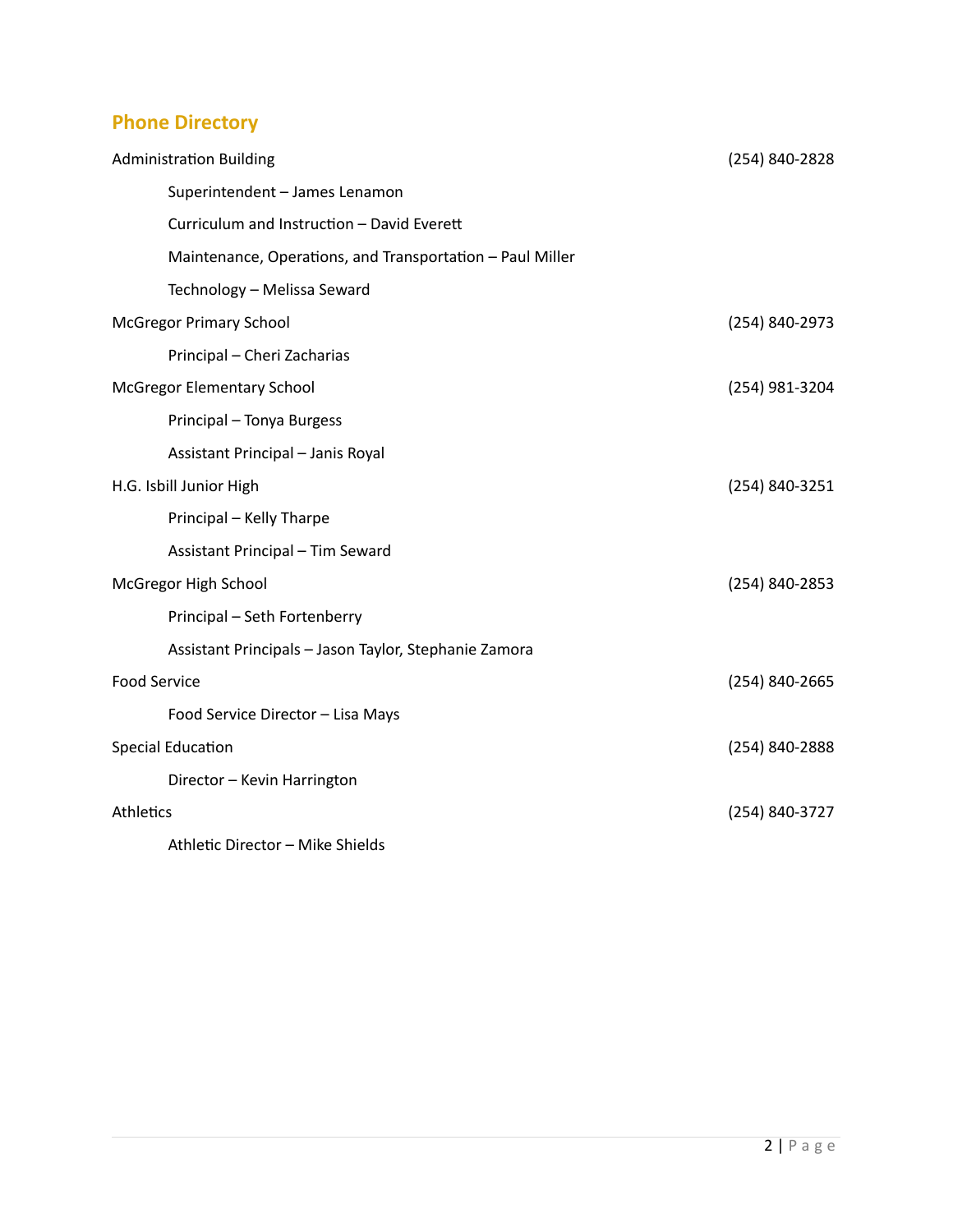## Phone Directory

| | |
|---|---|
| Administration Building | (254) 840-2828 |
| Superintendent – James Lenamon | |
| Curriculum and Instruction – David Everett | |
| Maintenance, Operations, and Transportation – Paul Miller | |
| Technology – Melissa Seward | |
| McGregor Primary School | (254) 840-2973 |
| Principal – Cheri Zacharias | |
| McGregor Elementary School | (254) 981-3204 |
| Principal – Tonya Burgess | |
| Assistant Principal – Janis Royal | |
| H.G. Isbill Junior High | (254) 840-3251 |
| Principal – Kelly Tharpe | |
| Assistant Principal – Tim Seward | |
| McGregor High School | (254) 840-2853 |
| Principal – Seth Fortenberry | |
| Assistant Principals – Jason Taylor, Stephanie Zamora | |
| Food Service | (254) 840-2665 |
| Food Service Director – Lisa Mays | |
| Special Education | (254) 840-2888 |
| Director – Kevin Harrington | |
| Athletics | (254) 840-3727 |
| Athletic Director – Mike Shields | |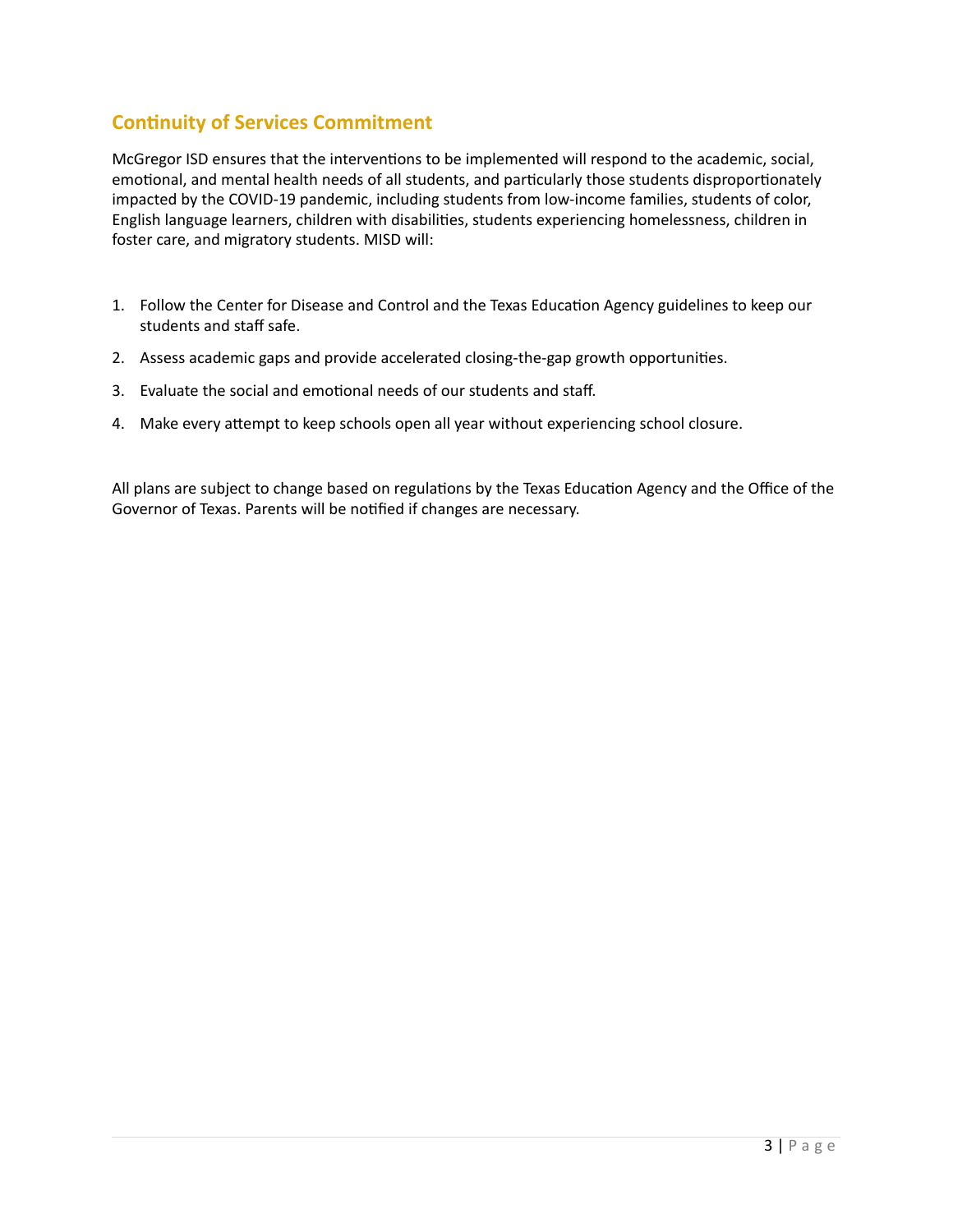## Continuity of Services Commitment

McGregor ISD ensures that the interventions to be implemented will respond to the academic, social, emotional, and mental health needs of all students, and particularly those students disproportionately impacted by the COVID-19 pandemic, including students from low-income families, students of color, English language learners, children with disabilities, students experiencing homelessness, children in foster care, and migratory students. MISD will:

1. Follow the Center for Disease and Control and the Texas Education Agency guidelines to keep our students and staff safe.
2. Assess academic gaps and provide accelerated closing-the-gap growth opportunities.
3. Evaluate the social and emotional needs of our students and staff.
4. Make every attempt to keep schools open all year without experiencing school closure.

All plans are subject to change based on regulations by the Texas Education Agency and the Office of the Governor of Texas. Parents will be notified if changes are necessary.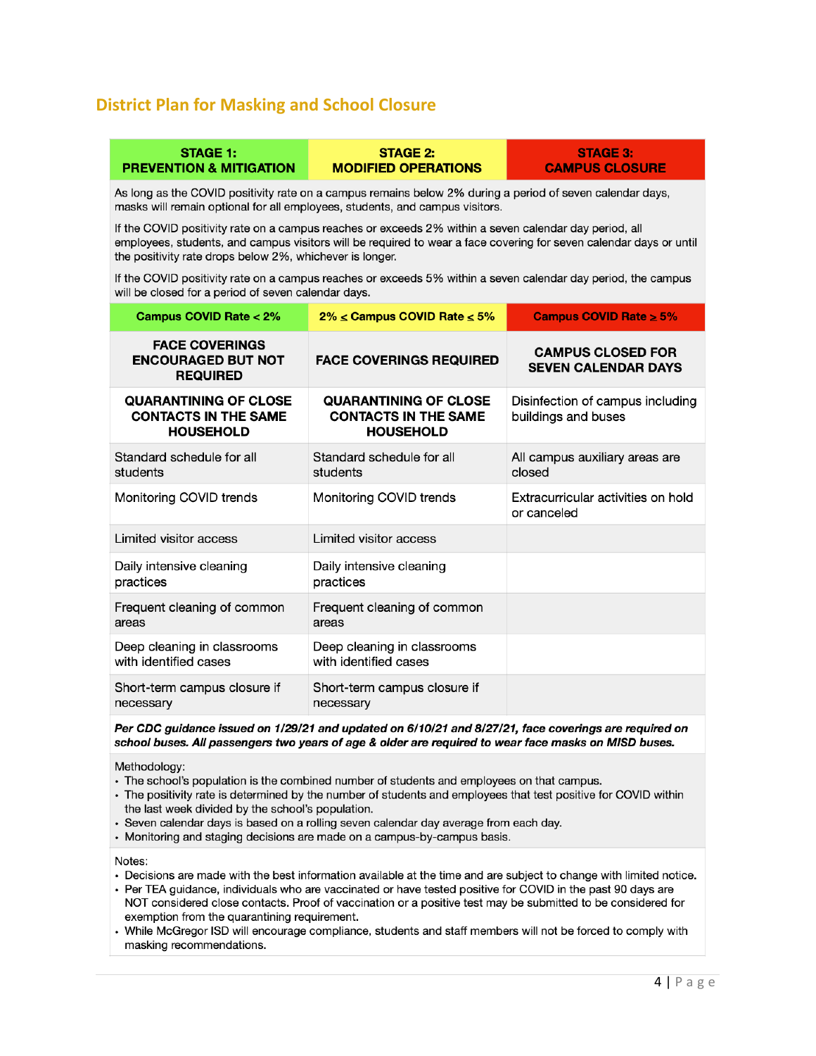## District Plan for Masking and School Closure

| STAGE 1: PREVENTION & MITIGATION | STAGE 2: MODIFIED OPERATIONS | STAGE 3: CAMPUS CLOSURE |
|---|---|---|
| As long as the COVID positivity rate on a campus remains below 2% during a period of seven calendar days, masks will remain optional for all employees, students, and campus visitors.<br><br>If the COVID positivity rate on a campus reaches or exceeds 2% within a seven calendar day period, all employees, students, and campus visitors will be required to wear a face covering for seven calendar days or until the positivity rate drops below 2%, whichever is longer.<br><br>If the COVID positivity rate on a campus reaches or exceeds 5% within a seven calendar day period, the campus will be closed for a period of seven calendar days. | | |
| **Campus COVID Rate < 2%** | **2% ≤ Campus COVID Rate ≤ 5%** | **Campus COVID Rate ≥ 5%** |
| **FACE COVERINGS ENCOURAGED BUT NOT REQUIRED** | **FACE COVERINGS REQUIRED** | **CAMPUS CLOSED FOR SEVEN CALENDAR DAYS** |
| **QUARANTINING OF CLOSE CONTACTS IN THE SAME HOUSEHOLD** | **QUARANTINING OF CLOSE CONTACTS IN THE SAME HOUSEHOLD** | Disinfection of campus including buildings and buses |
| Standard schedule for all students | Standard schedule for all students | All campus auxiliary areas are closed |
| Monitoring COVID trends | Monitoring COVID trends | Extracurricular activities on hold or canceled |
| Limited visitor access | Limited visitor access | |
| Daily intensive cleaning practices | Daily intensive cleaning practices | |
| Frequent cleaning of common areas | Frequent cleaning of common areas | |
| Deep cleaning in classrooms with identified cases | Deep cleaning in classrooms with identified cases | |
| Short-term campus closure if necessary | Short-term campus closure if necessary | |

***Per CDC guidance issued on 1/29/21 and updated on 6/10/21 and 8/27/21, face coverings are required on school buses. All passengers two years of age & older are required to wear face masks on MISD buses.***

Methodology:

- The school's population is the combined number of students and employees on that campus.
- The positivity rate is determined by the number of students and employees that test positive for COVID within the last week divided by the school's population.
- Seven calendar days is based on a rolling seven calendar day average from each day.
- Monitoring and staging decisions are made on a campus-by-campus basis.

Notes:

- Decisions are made with the best information available at the time and are subject to change with limited notice.
- Per TEA guidance, individuals who are vaccinated or have tested positive for COVID in the past 90 days are NOT considered close contacts. Proof of vaccination or a positive test may be submitted to be considered for exemption from the quarantining requirement.
- While McGregor ISD will encourage compliance, students and staff members will not be forced to comply with masking recommendations.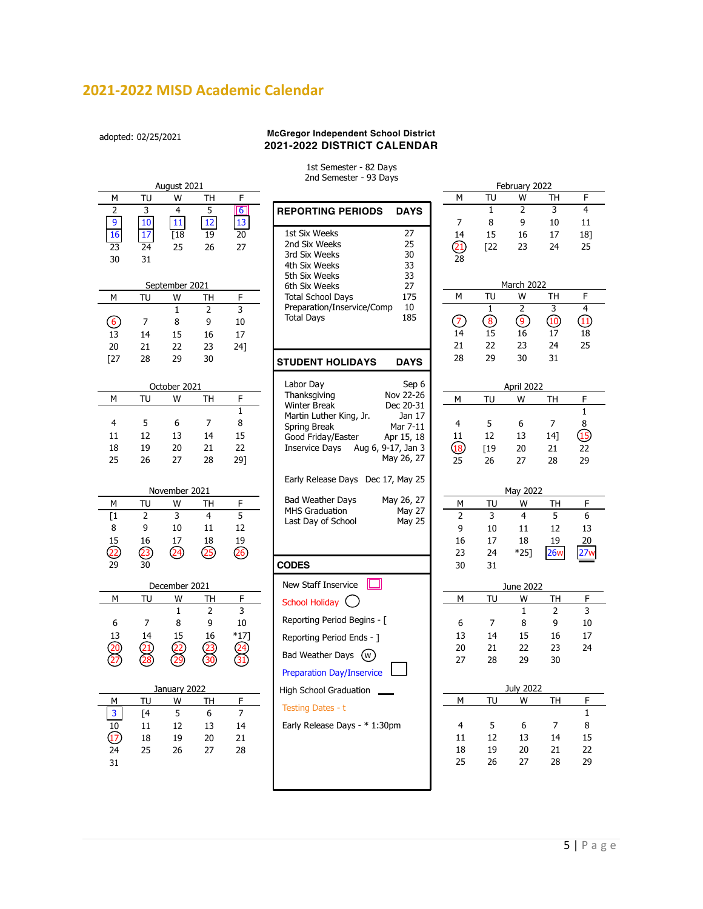# 2021-2022 MISD Academic Calendar

adopted: 02/25/2021

**McGregor Independent School District**
**2021-2022 DISTRICT CALENDAR**

1st Semester - 82 Days
2nd Semester - 93 Days

### August 2021

| M | TU | W | TH | F |
|---|---|---|---|---|
| 2 | 3 | 4 | 5 | 6 |
| 9 | 10 | 11 | 12 | 13 |
| 16 | 17 | [18 | 19 | 20 |
| 23 | 24 | 25 | 26 | 27 |
| 30 | 31 | | | |

### September 2021

| M | TU | W | TH | F |
|---|---|---|---|---|
| | | 1 | 2 | 3 |
| 6 | 7 | 8 | 9 | 10 |
| 13 | 14 | 15 | 16 | 17 |
| 20 | 21 | 22 | 23 | 24] |
| [27 | 28 | 29 | 30 | |

### October 2021

| M | TU | W | TH | F |
|---|---|---|---|---|
| | | | | 1 |
| 4 | 5 | 6 | 7 | 8 |
| 11 | 12 | 13 | 14 | 15 |
| 18 | 19 | 20 | 21 | 22 |
| 25 | 26 | 27 | 28 | 29] |

### November 2021

| M | TU | W | TH | F |
|---|---|---|---|---|
| [1 | 2 | 3 | 4 | 5 |
| 8 | 9 | 10 | 11 | 12 |
| 15 | 16 | 17 | 18 | 19 |
| 22 | 23 | 24 | 25 | 26 |
| 29 | 30 | | | |

### December 2021

| M | TU | W | TH | F |
|---|---|---|---|---|
| | | 1 | 2 | 3 |
| 6 | 7 | 8 | 9 | 10 |
| 13 | 14 | 15 | 16 | *17] |
| 20 | 21 | 22 | 23 | 24 |
| 27 | 28 | 29 | 30 | 31 |

### January 2022

| M | TU | W | TH | F |
|---|---|---|---|---|
| 3 | [4 | 5 | 6 | 7 |
| 10 | 11 | 12 | 13 | 14 |
| 17 | 18 | 19 | 20 | 21 |
| 24 | 25 | 26 | 27 | 28 |
| 31 | | | | |

| REPORTING PERIODS | DAYS |
|---|---|
| 1st Six Weeks | 27 |
| 2nd Six Weeks | 25 |
| 3rd Six Weeks | 30 |
| 4th Six Weeks | 33 |
| 5th Six Weeks | 33 |
| 6th Six Weeks | 27 |
| Total School Days | 175 |
| Preparation/Inservice/Comp | 10 |
| Total Days | 185 |

| STUDENT HOLIDAYS | DAYS |
|---|---|
| Labor Day | Sep 6 |
| Thanksgiving | Nov 22-26 |
| Winter Break | Dec 20-31 |
| Martin Luther King, Jr. | Jan 17 |
| Spring Break | Mar 7-11 |
| Good Friday/Easter | Apr 15, 18 |
| Inservice Days | Aug 6, 9-17, Jan 3 May 26, 27 |
| Early Release Days | Dec 17, May 25 |
| Bad Weather Days | May 26, 27 |
| MHS Graduation | May 27 |
| Last Day of School | May 25 |

**CODES**

- New Staff Inservice (box)
- School Holiday (circle)
- Reporting Period Begins - [
- Reporting Period Ends - ]
- Bad Weather Days (w)
- Preparation Day/Inservice (box)
- High School Graduation (underline)
- Testing Dates - t
- Early Release Days - * 1:30pm

### February 2022

| M | TU | W | TH | F |
|---|---|---|---|---|
| | 1 | 2 | 3 | 4 |
| 7 | 8 | 9 | 10 | 11 |
| 14 | 15 | 16 | 17 | 18] |
| 21 | [22 | 23 | 24 | 25 |
| 28 | | | | |

### March 2022

| M | TU | W | TH | F |
|---|---|---|---|---|
| | 1 | 2 | 3 | 4 |
| 7 | 8 | 9 | 10 | 11 |
| 14 | 15 | 16 | 17 | 18 |
| 21 | 22 | 23 | 24 | 25 |
| 28 | 29 | 30 | 31 | |

### April 2022

| M | TU | W | TH | F |
|---|---|---|---|---|
| | | | | 1 |
| 4 | 5 | 6 | 7 | 8 |
| 11 | 12 | 13 | 14] | 15 |
| 18 | [19 | 20 | 21 | 22 |
| 25 | 26 | 27 | 28 | 29 |

### May 2022

| M | TU | W | TH | F |
|---|---|---|---|---|
| 2 | 3 | 4 | 5 | 6 |
| 9 | 10 | 11 | 12 | 13 |
| 16 | 17 | 18 | 19 | 20 |
| 23 | 24 | *25] | 26w | 27w |
| 30 | 31 | | | |

### June 2022

| M | TU | W | TH | F |
|---|---|---|---|---|
| | | 1 | 2 | 3 |
| 6 | 7 | 8 | 9 | 10 |
| 13 | 14 | 15 | 16 | 17 |
| 20 | 21 | 22 | 23 | 24 |
| 27 | 28 | 29 | 30 | |

### July 2022

| M | TU | W | TH | F |
|---|---|---|---|---|
| | | | | 1 |
| 4 | 5 | 6 | 7 | 8 |
| 11 | 12 | 13 | 14 | 15 |
| 18 | 19 | 20 | 21 | 22 |
| 25 | 26 | 27 | 28 | 29 |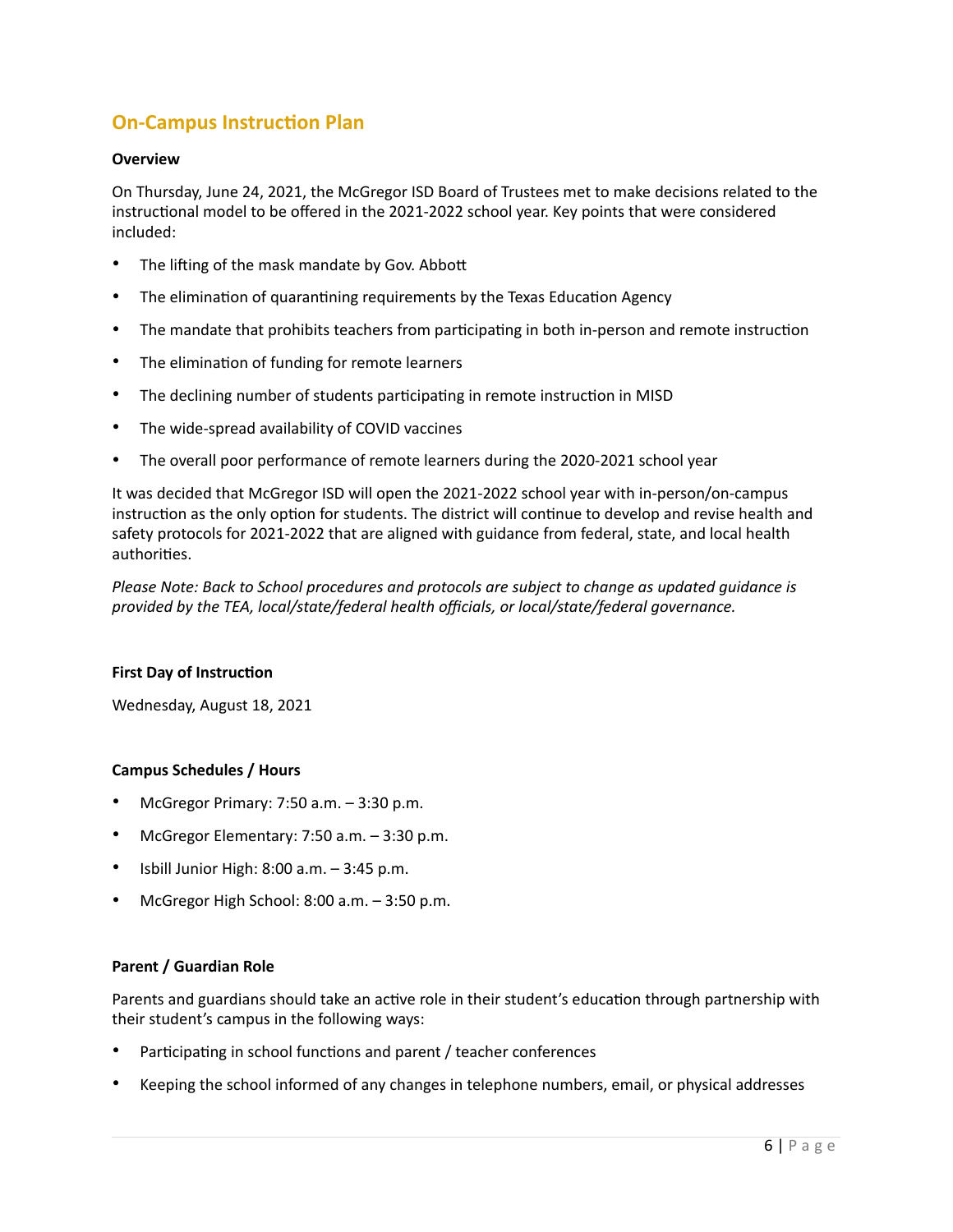## On-Campus Instruction Plan

**Overview**

On Thursday, June 24, 2021, the McGregor ISD Board of Trustees met to make decisions related to the instructional model to be offered in the 2021-2022 school year. Key points that were considered included:

- The lifting of the mask mandate by Gov. Abbott
- The elimination of quarantining requirements by the Texas Education Agency
- The mandate that prohibits teachers from participating in both in-person and remote instruction
- The elimination of funding for remote learners
- The declining number of students participating in remote instruction in MISD
- The wide-spread availability of COVID vaccines
- The overall poor performance of remote learners during the 2020-2021 school year

It was decided that McGregor ISD will open the 2021-2022 school year with in-person/on-campus instruction as the only option for students. The district will continue to develop and revise health and safety protocols for 2021-2022 that are aligned with guidance from federal, state, and local health authorities.

*Please Note: Back to School procedures and protocols are subject to change as updated guidance is provided by the TEA, local/state/federal health officials, or local/state/federal governance.*

**First Day of Instruction**

Wednesday, August 18, 2021

**Campus Schedules / Hours**

- McGregor Primary: 7:50 a.m. – 3:30 p.m.
- McGregor Elementary: 7:50 a.m. – 3:30 p.m.
- Isbill Junior High: 8:00 a.m. – 3:45 p.m.
- McGregor High School: 8:00 a.m. – 3:50 p.m.

**Parent / Guardian Role**

Parents and guardians should take an active role in their student's education through partnership with their student's campus in the following ways:

- Participating in school functions and parent / teacher conferences
- Keeping the school informed of any changes in telephone numbers, email, or physical addresses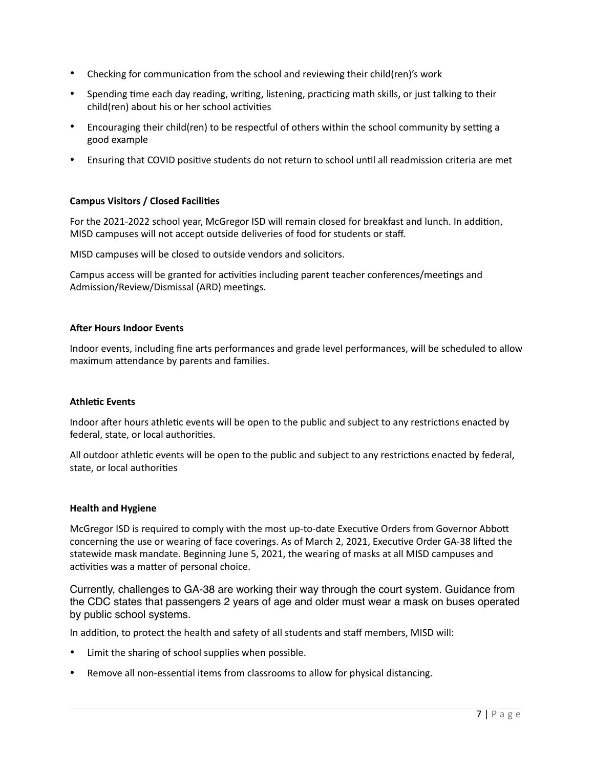- Checking for communication from the school and reviewing their child(ren)'s work
- Spending time each day reading, writing, listening, practicing math skills, or just talking to their child(ren) about his or her school activities
- Encouraging their child(ren) to be respectful of others within the school community by setting a good example
- Ensuring that COVID positive students do not return to school until all readmission criteria are met

**Campus Visitors / Closed Facilities**

For the 2021-2022 school year, McGregor ISD will remain closed for breakfast and lunch. In addition, MISD campuses will not accept outside deliveries of food for students or staff.

MISD campuses will be closed to outside vendors and solicitors.

Campus access will be granted for activities including parent teacher conferences/meetings and Admission/Review/Dismissal (ARD) meetings.

**After Hours Indoor Events**

Indoor events, including fine arts performances and grade level performances, will be scheduled to allow maximum attendance by parents and families.

**Athletic Events**

Indoor after hours athletic events will be open to the public and subject to any restrictions enacted by federal, state, or local authorities.

All outdoor athletic events will be open to the public and subject to any restrictions enacted by federal, state, or local authorities

**Health and Hygiene**

McGregor ISD is required to comply with the most up-to-date Executive Orders from Governor Abbott concerning the use or wearing of face coverings. As of March 2, 2021, Executive Order GA-38 lifted the statewide mask mandate. Beginning June 5, 2021, the wearing of masks at all MISD campuses and activities was a matter of personal choice.

Currently, challenges to GA-38 are working their way through the court system. Guidance from the CDC states that passengers 2 years of age and older must wear a mask on buses operated by public school systems.

In addition, to protect the health and safety of all students and staff members, MISD will:

- Limit the sharing of school supplies when possible.
- Remove all non-essential items from classrooms to allow for physical distancing.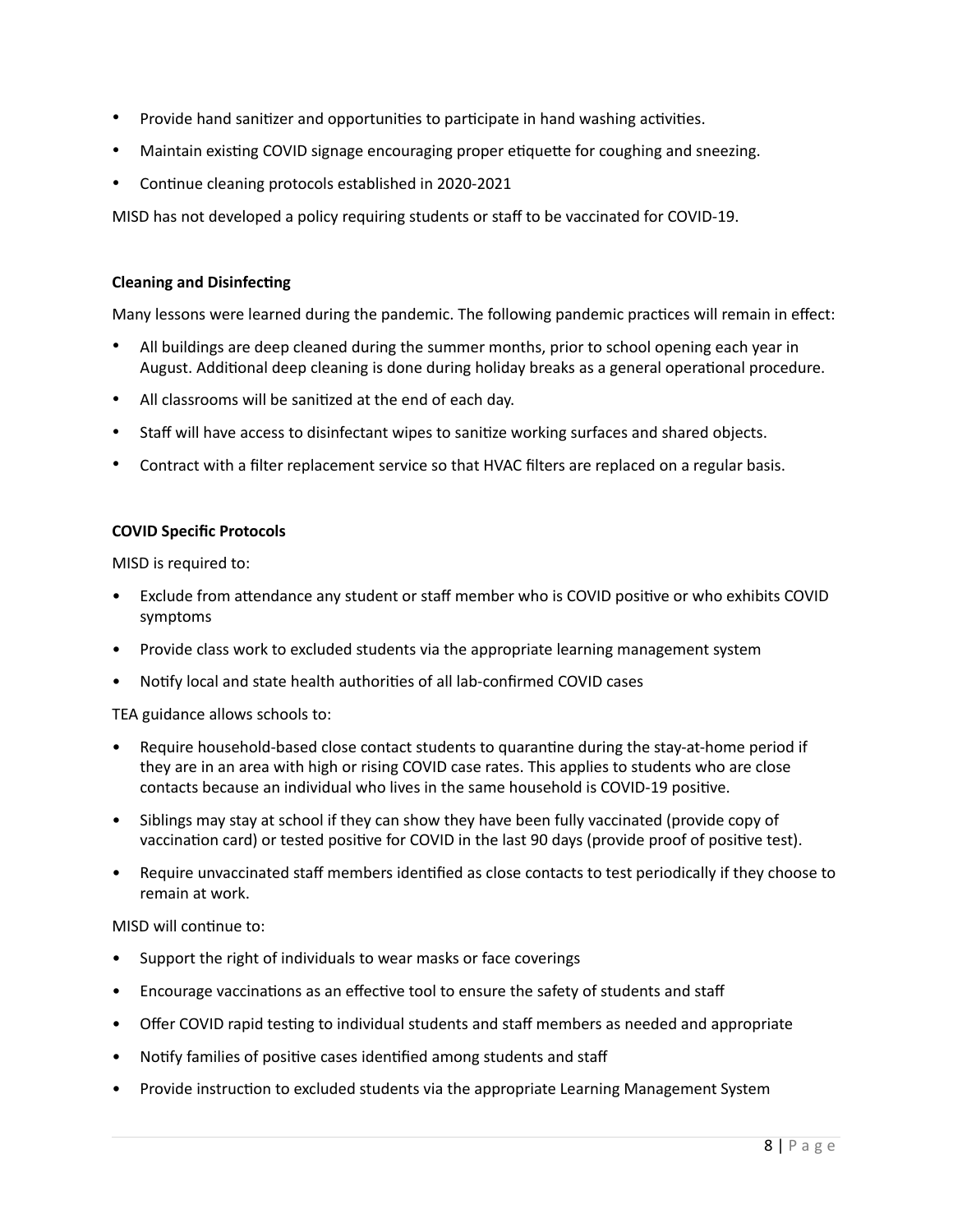- Provide hand sanitizer and opportunities to participate in hand washing activities.
- Maintain existing COVID signage encouraging proper etiquette for coughing and sneezing.
- Continue cleaning protocols established in 2020-2021

MISD has not developed a policy requiring students or staff to be vaccinated for COVID-19.

**Cleaning and Disinfecting**

Many lessons were learned during the pandemic. The following pandemic practices will remain in effect:

- All buildings are deep cleaned during the summer months, prior to school opening each year in August. Additional deep cleaning is done during holiday breaks as a general operational procedure.
- All classrooms will be sanitized at the end of each day.
- Staff will have access to disinfectant wipes to sanitize working surfaces and shared objects.
- Contract with a filter replacement service so that HVAC filters are replaced on a regular basis.

**COVID Specific Protocols**

MISD is required to:

- Exclude from attendance any student or staff member who is COVID positive or who exhibits COVID symptoms
- Provide class work to excluded students via the appropriate learning management system
- Notify local and state health authorities of all lab-confirmed COVID cases

TEA guidance allows schools to:

- Require household-based close contact students to quarantine during the stay-at-home period if they are in an area with high or rising COVID case rates. This applies to students who are close contacts because an individual who lives in the same household is COVID-19 positive.
- Siblings may stay at school if they can show they have been fully vaccinated (provide copy of vaccination card) or tested positive for COVID in the last 90 days (provide proof of positive test).
- Require unvaccinated staff members identified as close contacts to test periodically if they choose to remain at work.

MISD will continue to:

- Support the right of individuals to wear masks or face coverings
- Encourage vaccinations as an effective tool to ensure the safety of students and staff
- Offer COVID rapid testing to individual students and staff members as needed and appropriate
- Notify families of positive cases identified among students and staff
- Provide instruction to excluded students via the appropriate Learning Management System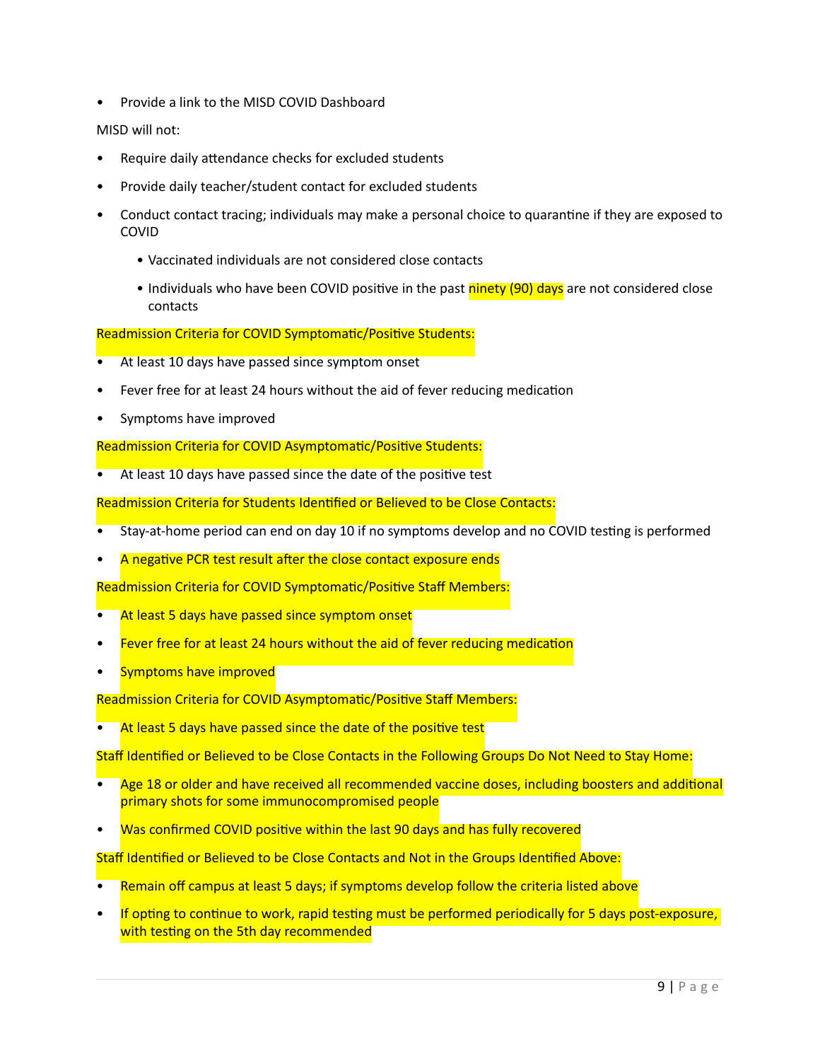- Provide a link to the MISD COVID Dashboard

MISD will not:

- Require daily attendance checks for excluded students
- Provide daily teacher/student contact for excluded students
- Conduct contact tracing; individuals may make a personal choice to quarantine if they are exposed to COVID
    - Vaccinated individuals are not considered close contacts
    - Individuals who have been COVID positive in the past ninety (90) days are not considered close contacts

Readmission Criteria for COVID Symptomatic/Positive Students:

- At least 10 days have passed since symptom onset
- Fever free for at least 24 hours without the aid of fever reducing medication
- Symptoms have improved

Readmission Criteria for COVID Asymptomatic/Positive Students:

- At least 10 days have passed since the date of the positive test

Readmission Criteria for Students Identified or Believed to be Close Contacts:

- Stay-at-home period can end on day 10 if no symptoms develop and no COVID testing is performed
- A negative PCR test result after the close contact exposure ends

Readmission Criteria for COVID Symptomatic/Positive Staff Members:

- At least 5 days have passed since symptom onset
- Fever free for at least 24 hours without the aid of fever reducing medication
- Symptoms have improved

Readmission Criteria for COVID Asymptomatic/Positive Staff Members:

- At least 5 days have passed since the date of the positive test

Staff Identified or Believed to be Close Contacts in the Following Groups Do Not Need to Stay Home:

- Age 18 or older and have received all recommended vaccine doses, including boosters and additional primary shots for some immunocompromised people
- Was confirmed COVID positive within the last 90 days and has fully recovered

Staff Identified or Believed to be Close Contacts and Not in the Groups Identified Above:

- Remain off campus at least 5 days; if symptoms develop follow the criteria listed above
- If opting to continue to work, rapid testing must be performed periodically for 5 days post-exposure, with testing on the 5th day recommended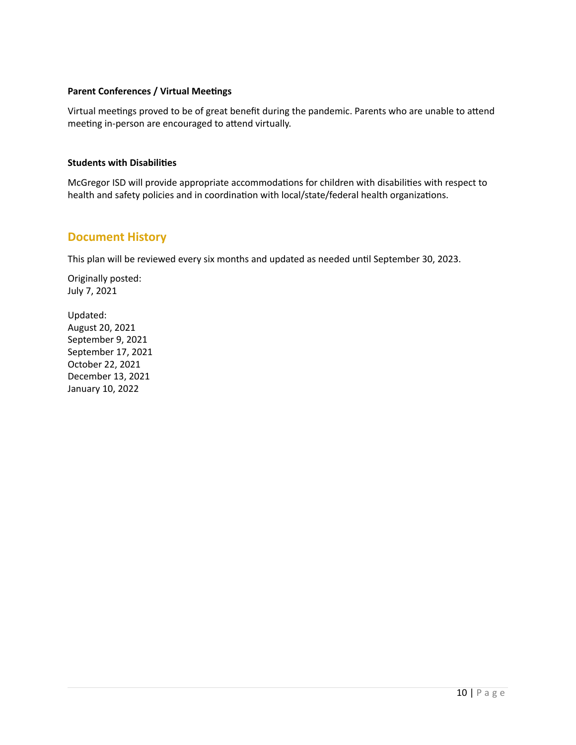**Parent Conferences / Virtual Meetings**

Virtual meetings proved to be of great benefit during the pandemic. Parents who are unable to attend meeting in-person are encouraged to attend virtually.

**Students with Disabilities**

McGregor ISD will provide appropriate accommodations for children with disabilities with respect to health and safety policies and in coordination with local/state/federal health organizations.

## Document History

This plan will be reviewed every six months and updated as needed until September 30, 2023.

Originally posted:
July 7, 2021

Updated:
August 20, 2021
September 9, 2021
September 17, 2021
October 22, 2021
December 13, 2021
January 10, 2022